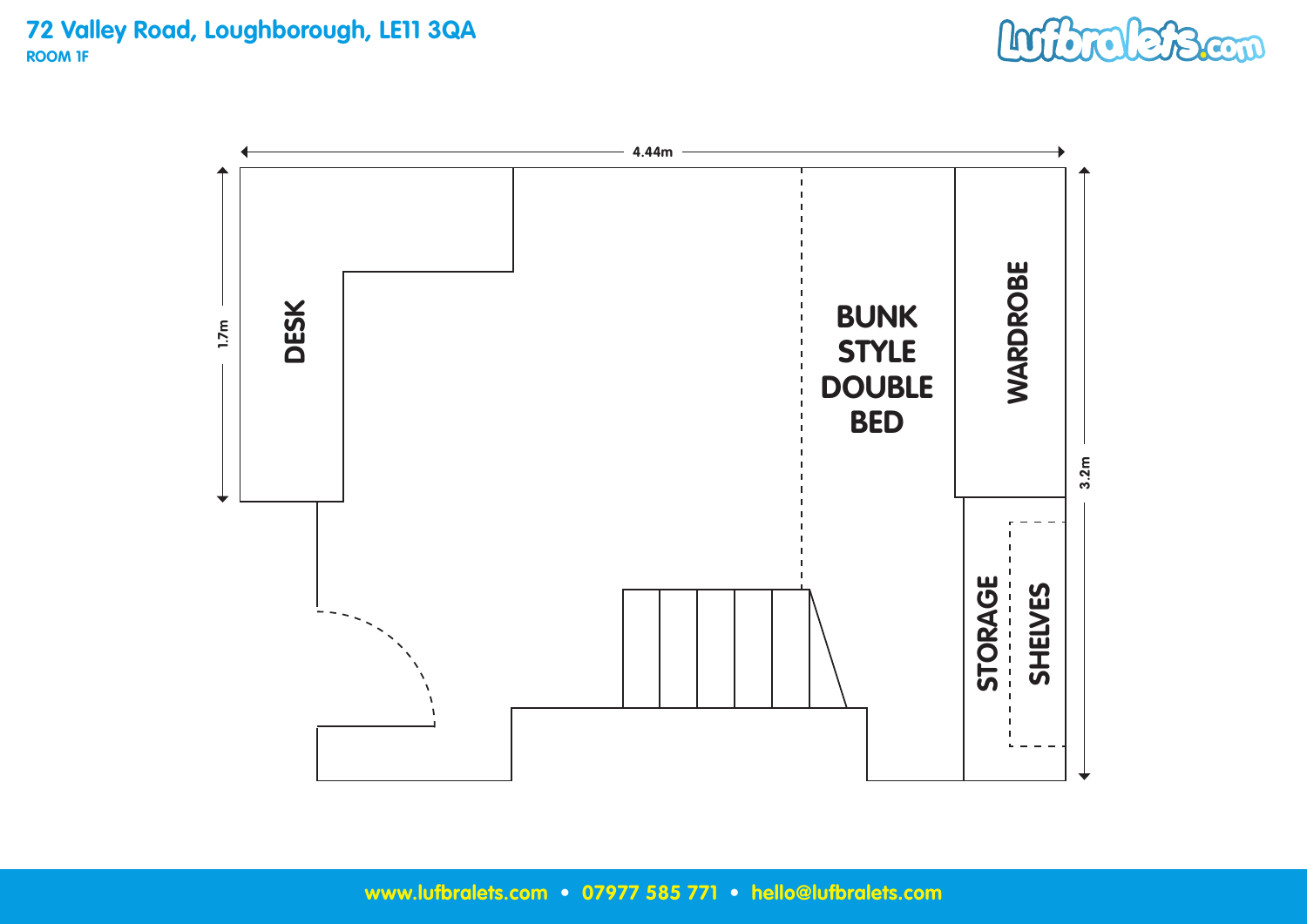# 72 Valley Road, Loughborough, LE11 3QA

**ROOM 1F**

Lufbralets.com

4.44m

1.7m

3.2m

DESK

BUNK STYLE DOUBLE BED

WARDROBE

STORAGE

SHELVES

www.lufbralets.com • 07977 585 771 • hello@lufbralets.com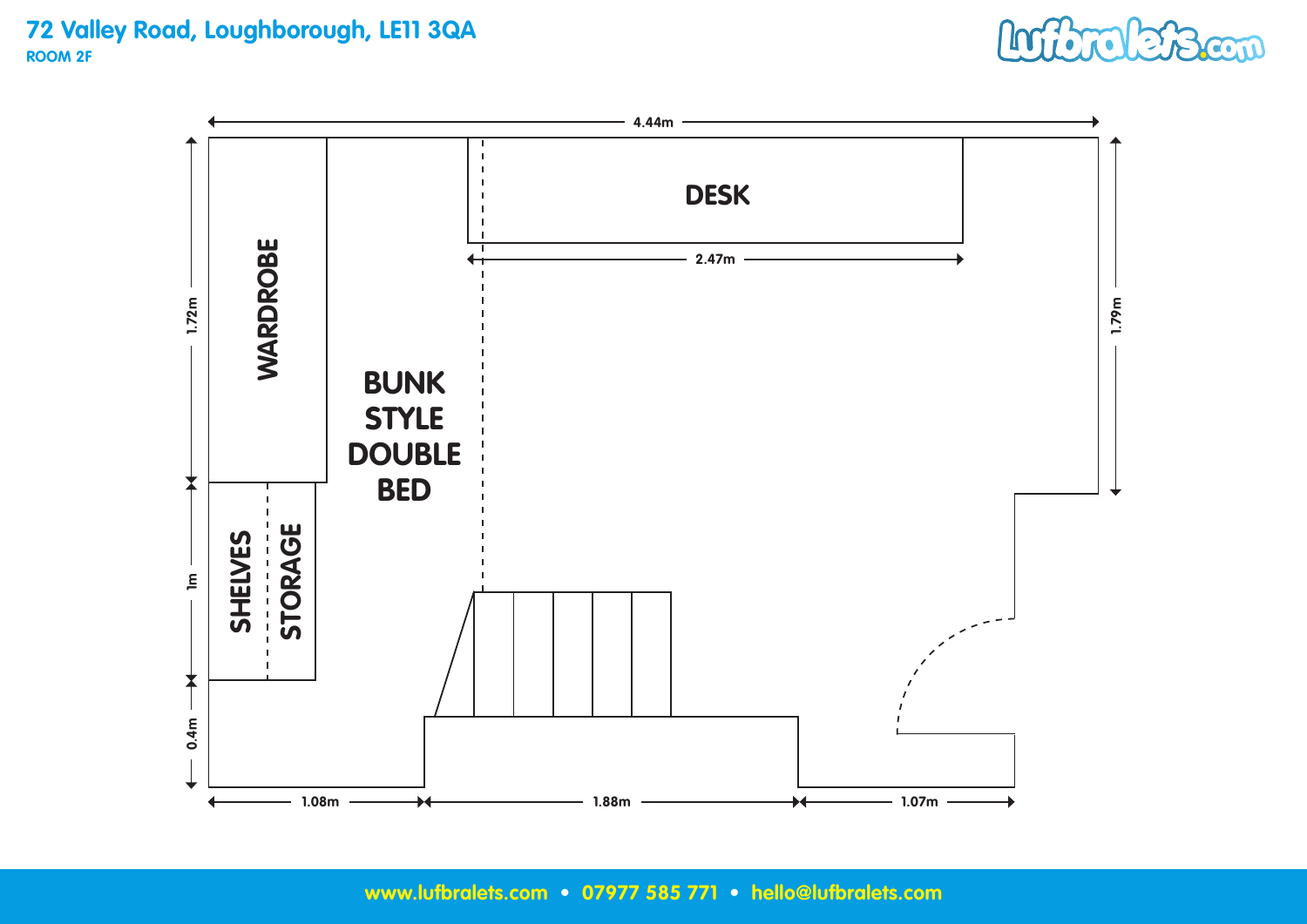# 72 Valley Road, Loughborough, LE11 3QA

**ROOM 2F**

Lufbralets.com

4.44m

DESK

2.47m

WARDROBE

BUNK STYLE DOUBLE BED

SHELVES

STORAGE

1.72m

1m

0.4m

1.79m

1.08m

1.88m

1.07m

www.lufbralets.com • 07977 585 771 • hello@lufbralets.com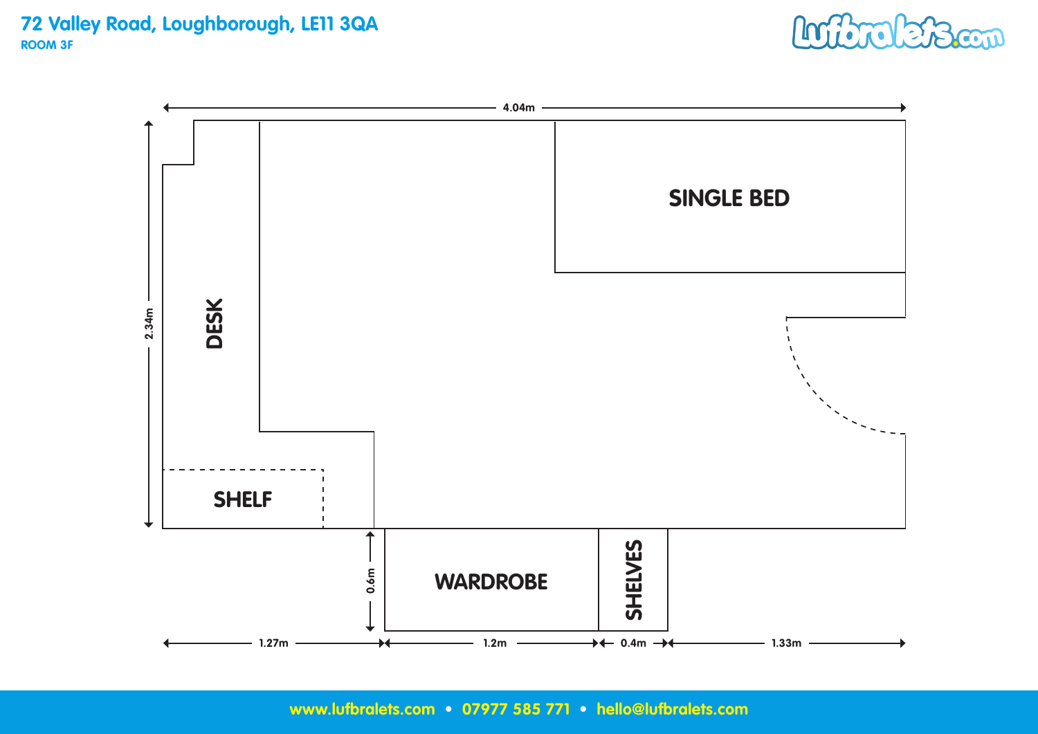# 72 Valley Road, Loughborough, LE11 3QA

**ROOM 3F**

4.04m

2.34m

DESK

SINGLE BED

SHELF

WARDROBE

SHELVES

0.6m

1.27m

1.2m

0.4m

1.33m

www.lufbralets.com • 07977 585 771 • hello@lufbralets.com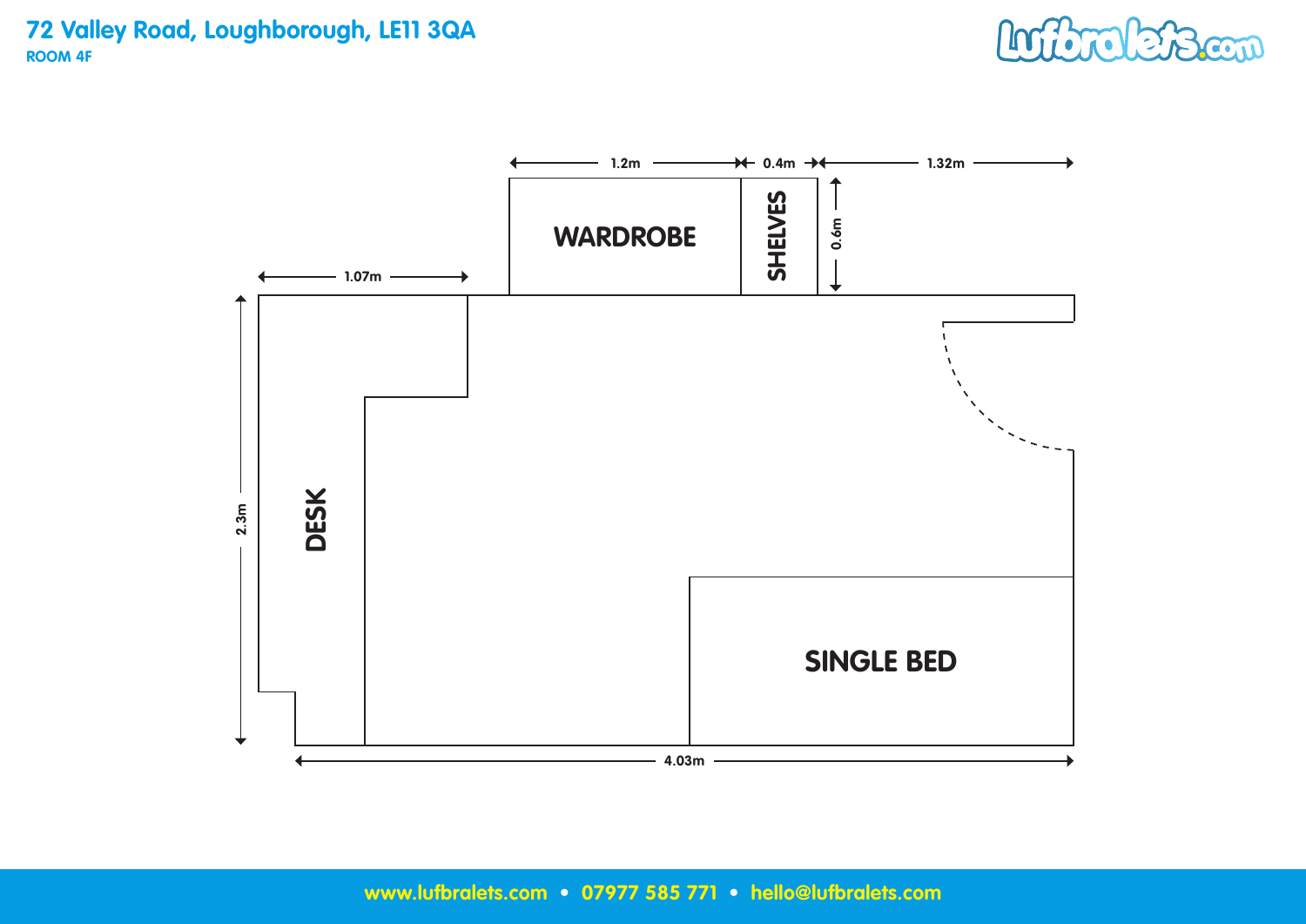# 72 Valley Road, Loughborough, LE11 3QA

**ROOM 4F**

Lufbralets.com

1.2m · 0.4m · 1.32m

WARDROBE

SHELVES

0.6m

1.07m

2.3m

DESK

SINGLE BED

4.03m

**www.lufbralets.com • 07977 585 771 • hello@lufbralets.com**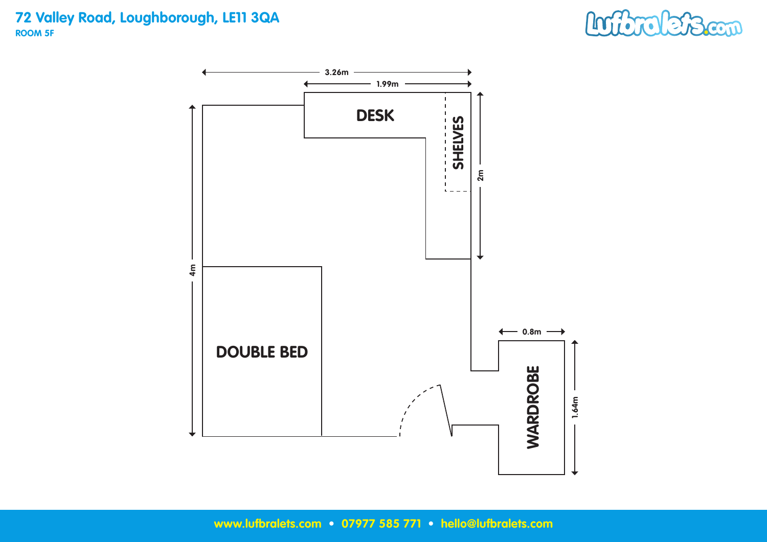# 72 Valley Road, Loughborough, LE11 3QA

**ROOM 5F**

3.26m

1.99m

DESK

SHELVES

2m

4m

DOUBLE BED

0.8m

WARDROBE

1.64m

www.lufbralets.com • 07977 585 771 • hello@lufbralets.com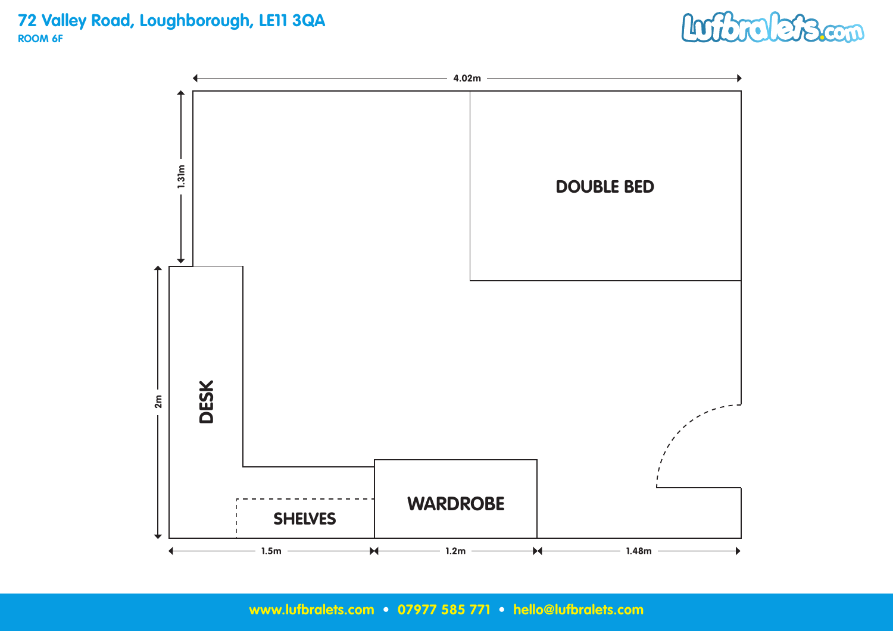# 72 Valley Road, Loughborough, LE11 3QA

**ROOM 6F**

Lufbralets.com

4.02m

1.31m

DOUBLE BED

2m

DESK

SHELVES

WARDROBE

1.5m

1.2m

1.48m

www.lufbralets.com • 07977 585 771 • hello@lufbralets.com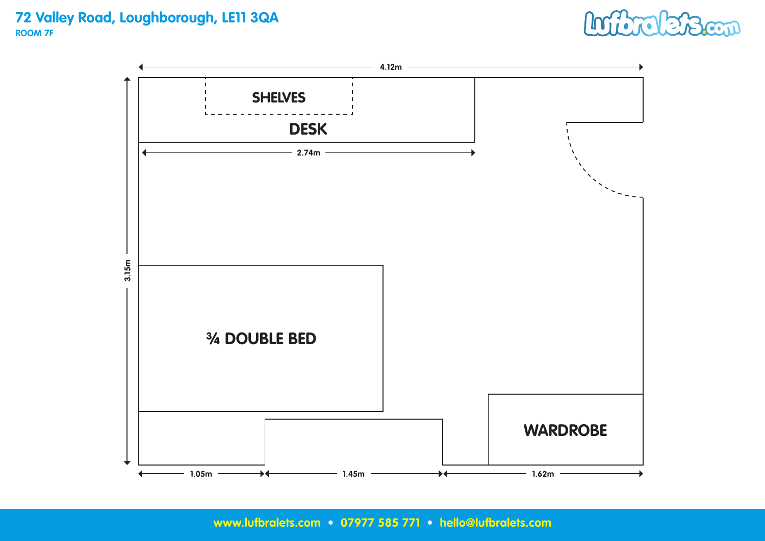# 72 Valley Road, Loughborough, LE11 3QA

**ROOM 7F**

4.12m

SHELVES

DESK

2.74m

3.15m

¾ DOUBLE BED

WARDROBE

1.05m

1.45m

1.62m

www.lufbralets.com • 07977 585 771 • hello@lufbralets.com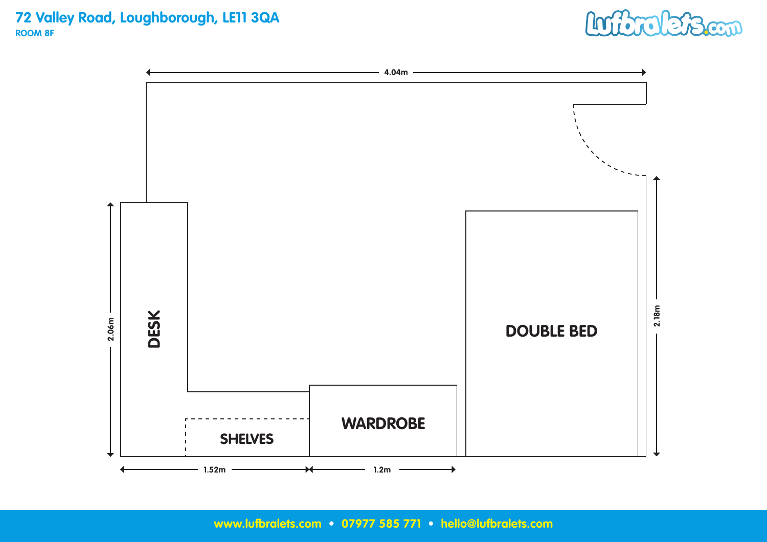# 72 Valley Road, Loughborough, LE11 3QA

**ROOM 8F**

4.04m

DESK

SHELVES

WARDROBE

DOUBLE BED

2.06m

2.18m

1.52m

1.2m

**www.lufbralets.com • 07977 585 771 • hello@lufbralets.com**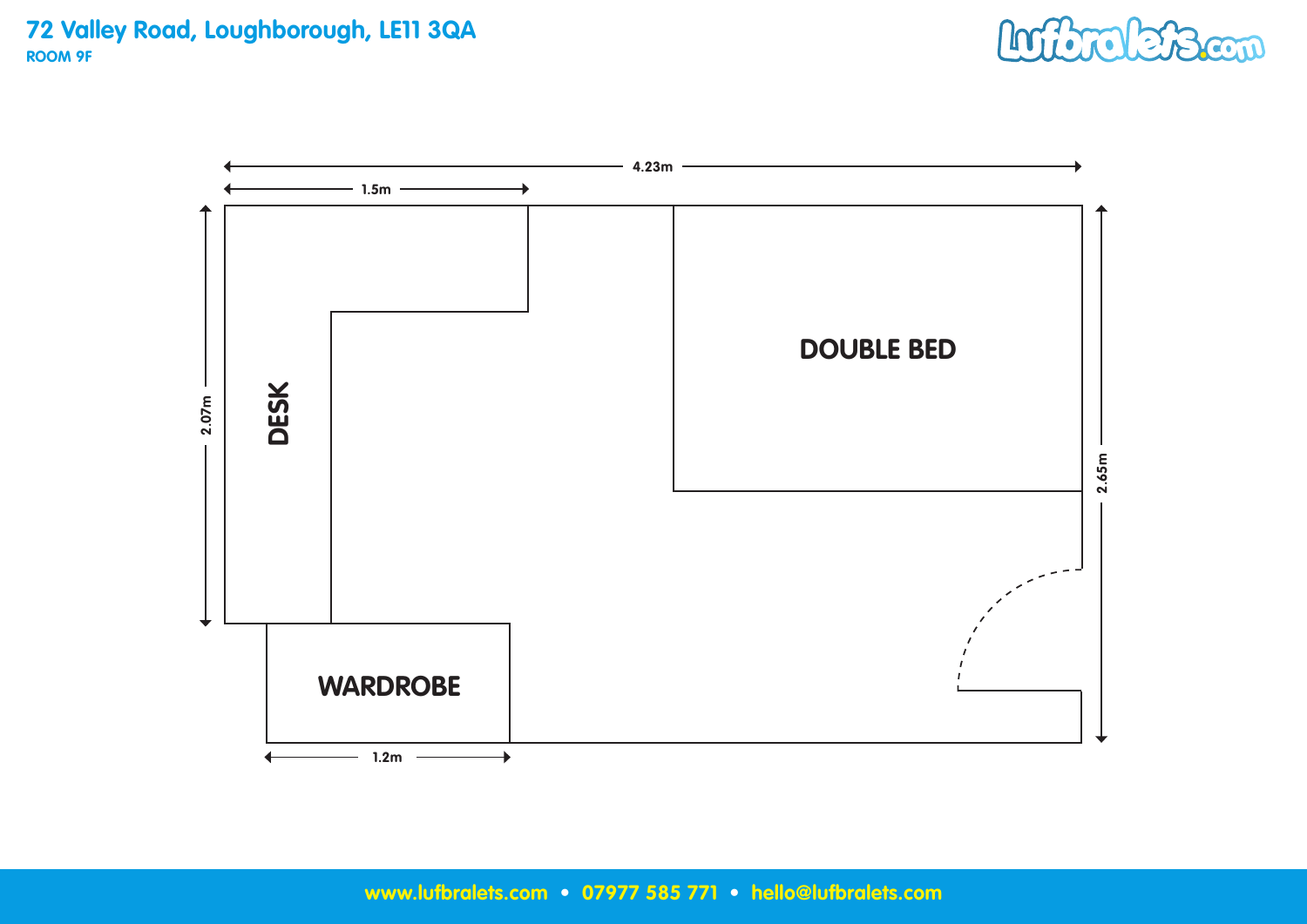# 72 Valley Road, Loughborough, LE11 3QA

**ROOM 9F**

4.23m

1.5m

2.07m

2.65m

DESK

DOUBLE BED

WARDROBE

1.2m

www.lufbralets.com • 07977 585 771 • hello@lufbralets.com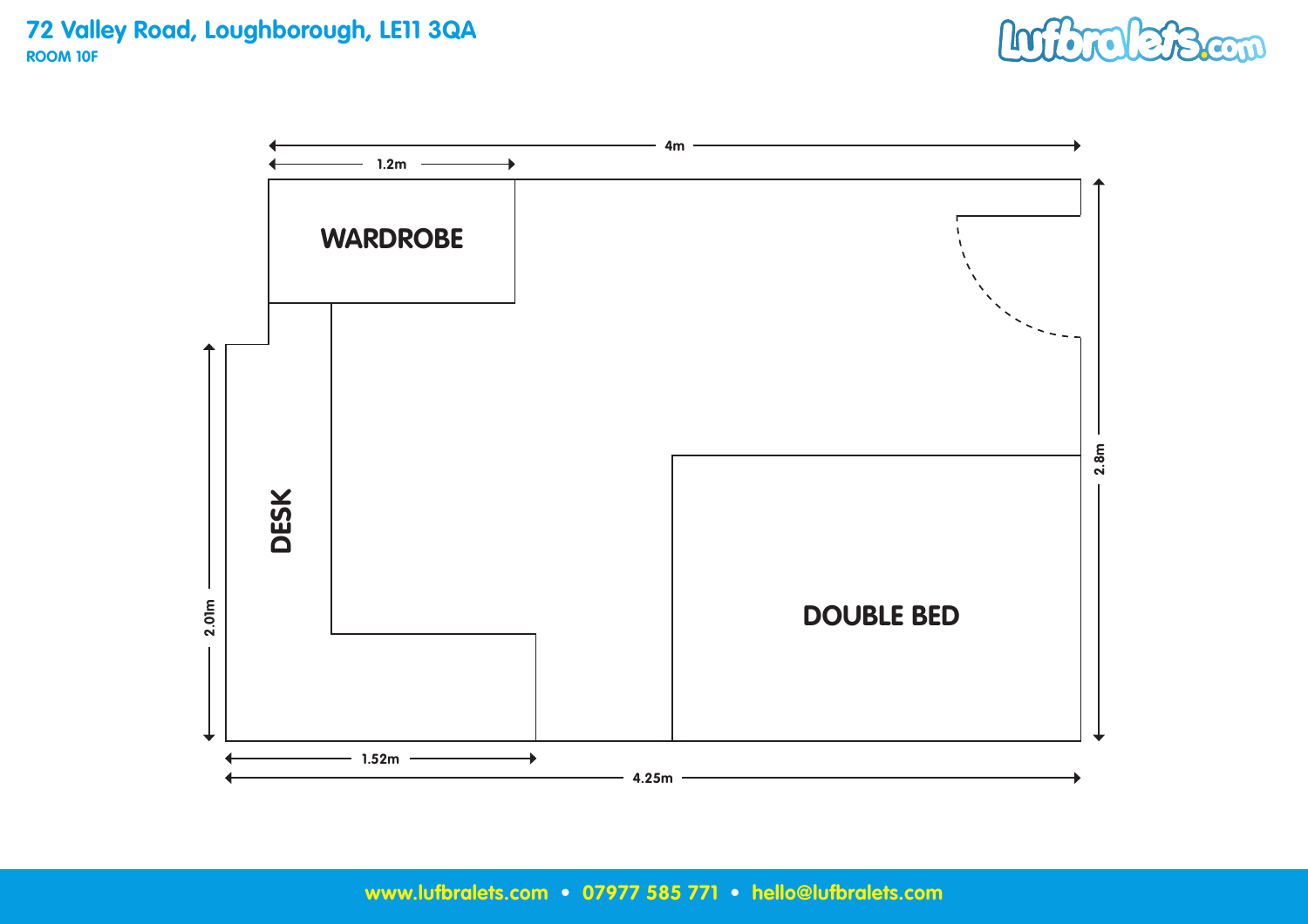# 72 Valley Road, Loughborough, LE11 3QA

**ROOM 10F**

WARDROBE

DESK

DOUBLE BED

4m

1.2m

2.01m

2.8m

1.52m

4.25m

www.lufbralets.com • 07977 585 771 • hello@lufbralets.com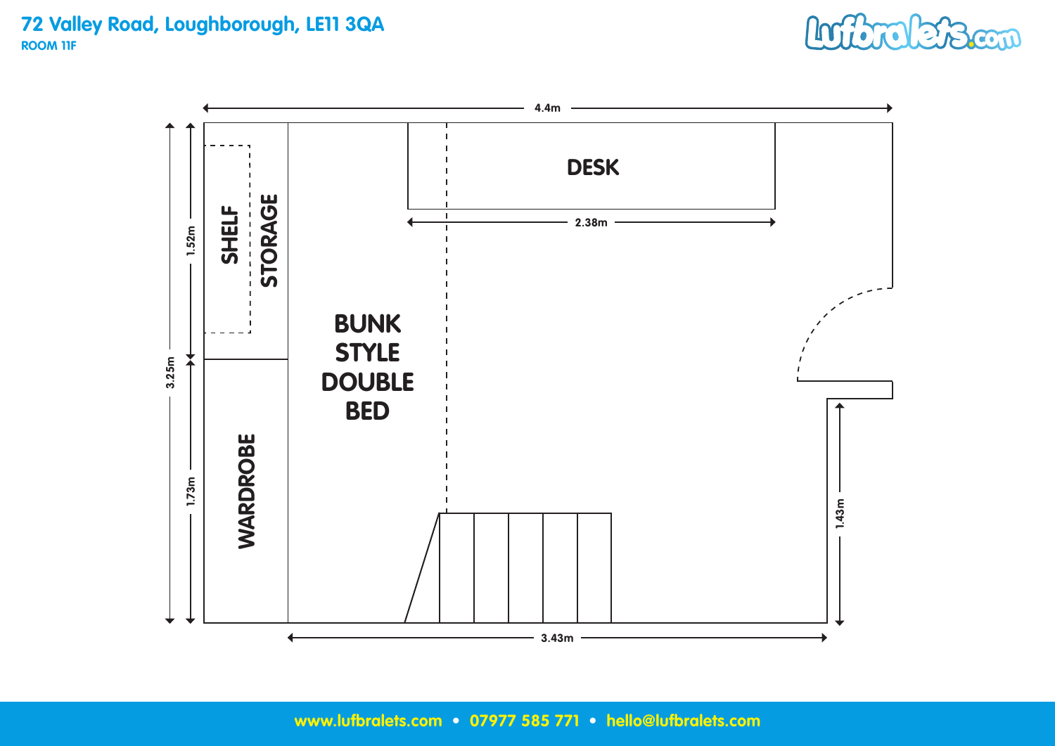# 72 Valley Road, Loughborough, LE11 3QA

**ROOM 11F**

Lufbralets.com

4.4m

DESK

2.38m

SHELF

STORAGE

1.52m

3.25m

BUNK STYLE DOUBLE BED

WARDROBE

1.73m

1.43m

3.43m

www.lufbralets.com • 07977 585 771 • hello@lufbralets.com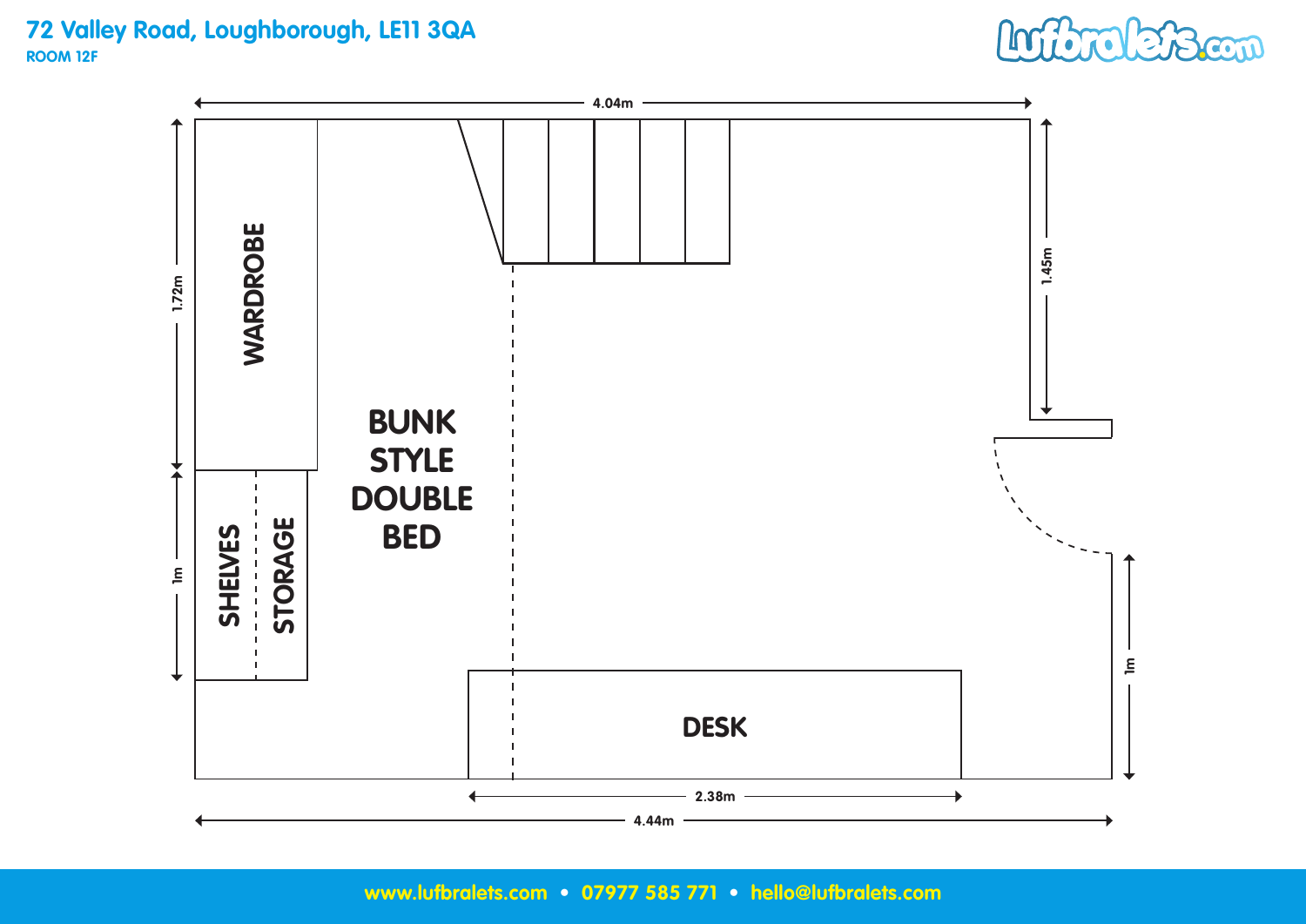# 72 Valley Road, Loughborough, LE11 3QA

**ROOM 12F**

Lufbralets.com

4.04m

1.72m

WARDROBE

1.45m

BUNK STYLE DOUBLE BED

1m

SHELVES

STORAGE

1m

DESK

2.38m

4.44m

www.lufbralets.com • 07977 585 771 • hello@lufbralets.com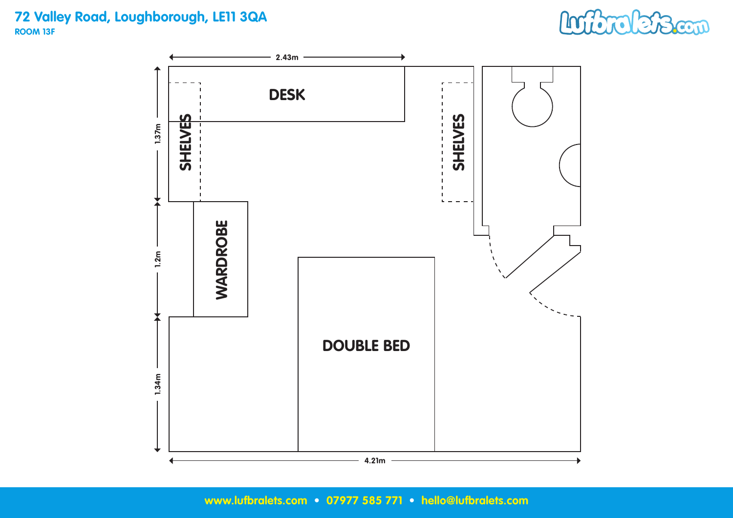# 72 Valley Road, Loughborough, LE11 3QA

**ROOM 13F**

2.43m

DESK

SHELVES

SHELVES

1.37m

WARDROBE

1.2m

DOUBLE BED

1.34m

4.21m

**www.lufbralets.com • 07977 585 771 • hello@lufbralets.com**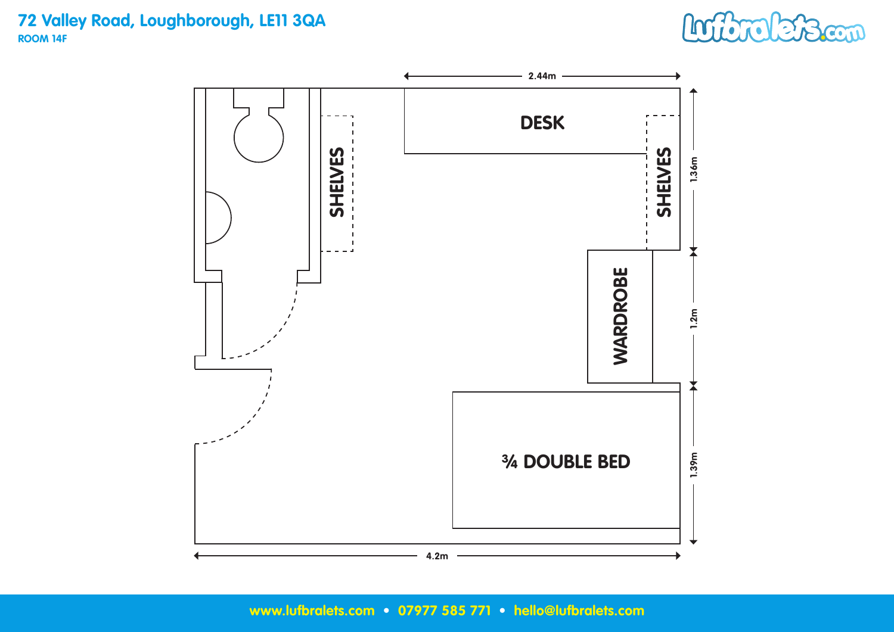# 72 Valley Road, Loughborough, LE11 3QA

**ROOM 14F**

Lufbralets.com

2.44m

DESK

SHELVES

SHELVES

1.36m

WARDROBE

1.2m

¾ DOUBLE BED

1.39m

4.2m

www.lufbralets.com • 07977 585 771 • hello@lufbralets.com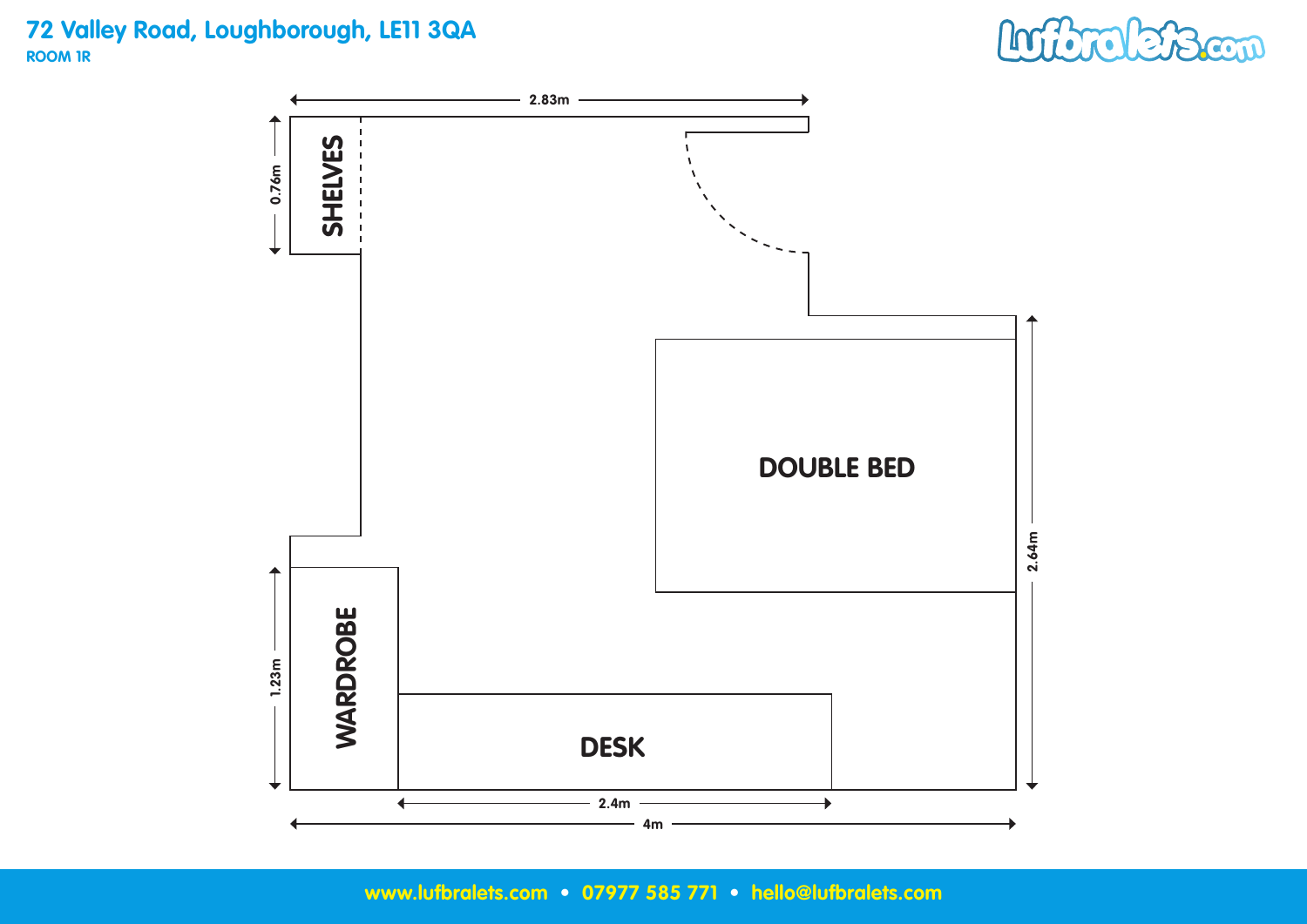# 72 Valley Road, Loughborough, LE11 3QA

**ROOM 1R**

Lufbralets.com

2.83m

0.76m

SHELVES

DOUBLE BED

2.64m

WARDROBE

1.23m

DESK

2.4m

4m

www.lufbralets.com • 07977 585 771 • hello@lufbralets.com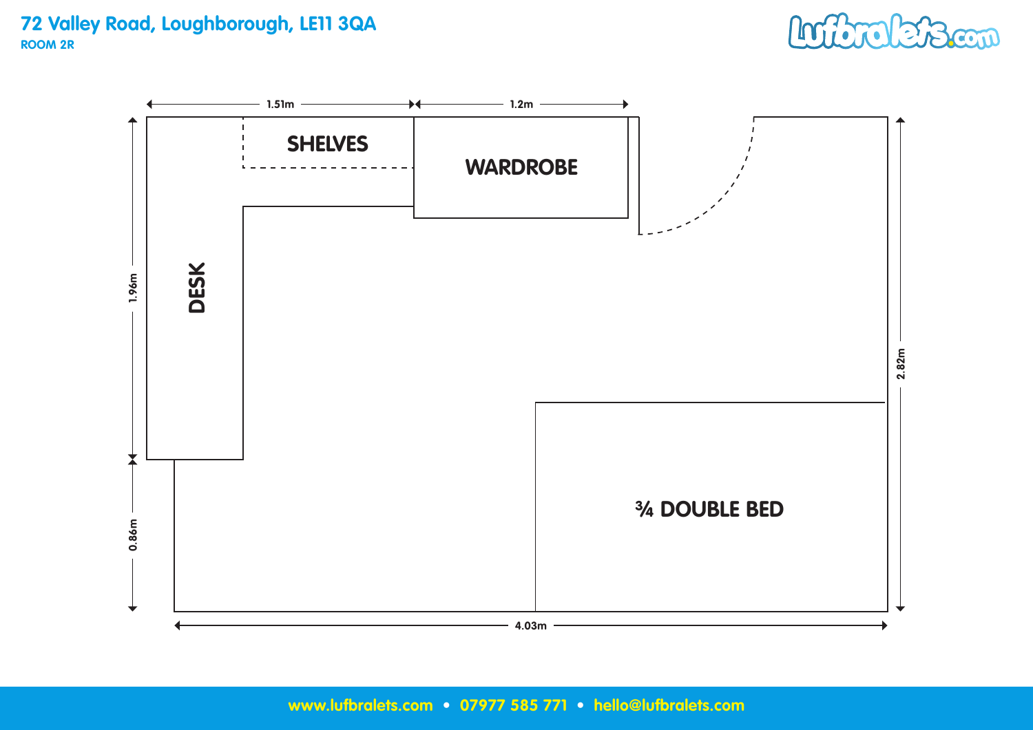# 72 Valley Road, Loughborough, LE11 3QA

**ROOM 2R**

Lufbralets.com

1.51m

1.2m

SHELVES

WARDROBE

DESK

1.96m

0.86m

2.82m

¾ DOUBLE BED

4.03m

www.lufbralets.com • 07977 585 771 • hello@lufbralets.com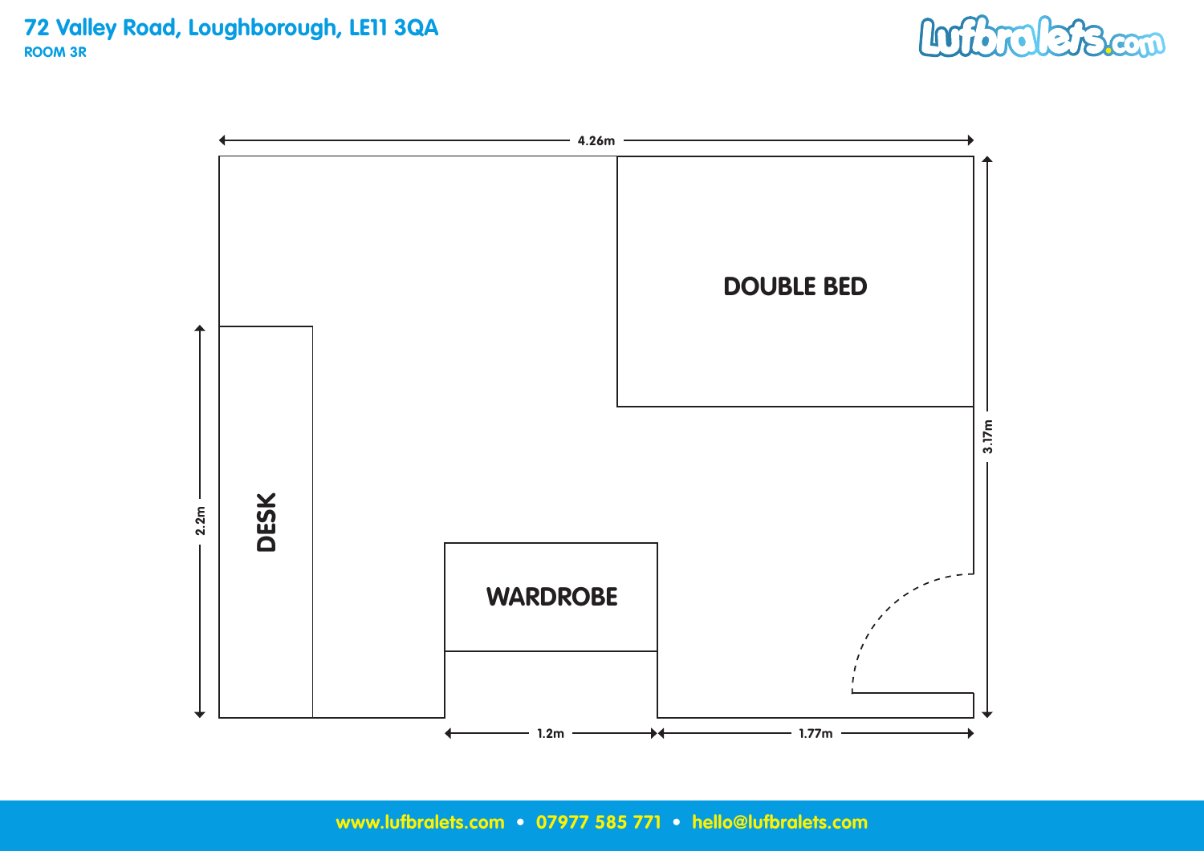# 72 Valley Road, Loughborough, LE11 3QA

**ROOM 3R**

Lufbralets.com

4.26m

DOUBLE BED

DESK

2.2m

WARDROBE

3.17m

1.2m

1.77m

www.lufbralets.com • 07977 585 771 • hello@lufbralets.com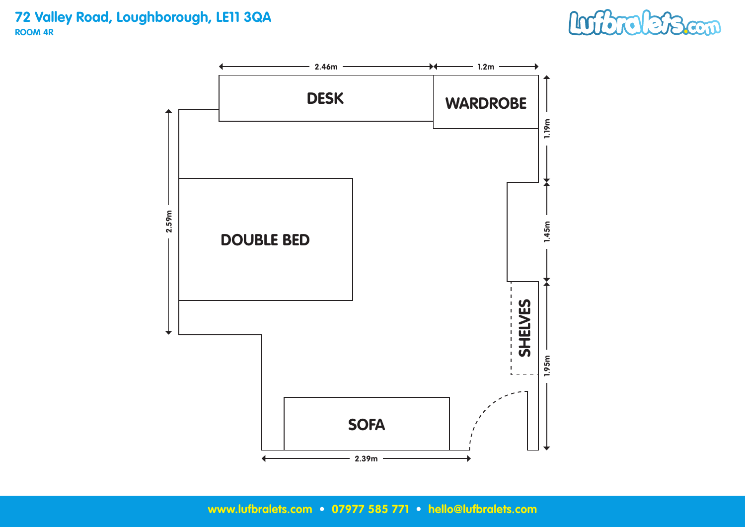# 72 Valley Road, Loughborough, LE11 3QA

**ROOM 4R**

2.46m

1.2m

DESK

WARDROBE

1.19m

2.59m

DOUBLE BED

1.45m

SHELVES

1.95m

SOFA

2.39m

www.lufbralets.com • 07977 585 771 • hello@lufbralets.com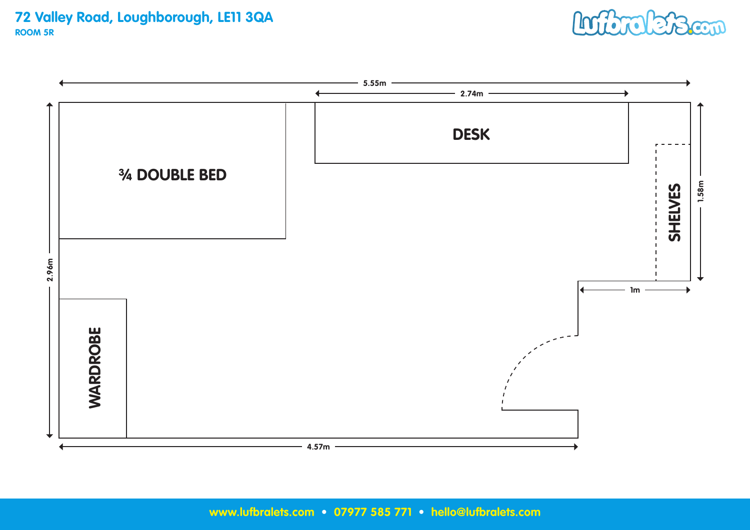# 72 Valley Road, Loughborough, LE11 3QA

**ROOM 5R**

Lufbralets.com

5.55m

2.74m

¾ DOUBLE BED

DESK

SHELVES

1.58m

1m

2.96m

WARDROBE

4.57m

**www.lufbralets.com • 07977 585 771 • hello@lufbralets.com**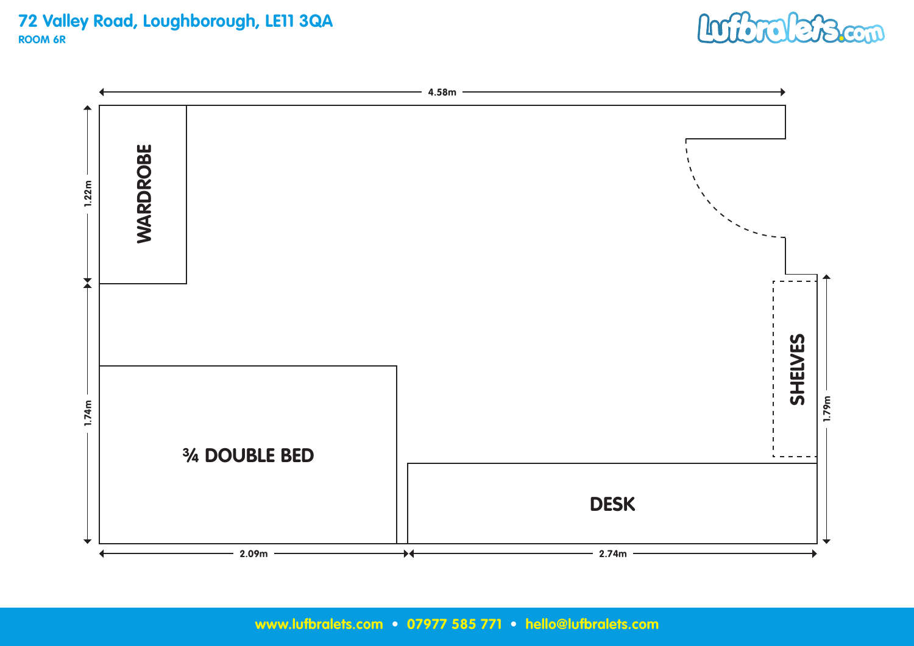# 72 Valley Road, Loughborough, LE11 3QA

**ROOM 6R**

Lufbralets.com

4.58m

1.22m

WARDROBE

1.74m

¾ DOUBLE BED

SHELVES

1.79m

DESK

2.09m

2.74m

www.lufbralets.com • 07977 585 771 • hello@lufbralets.com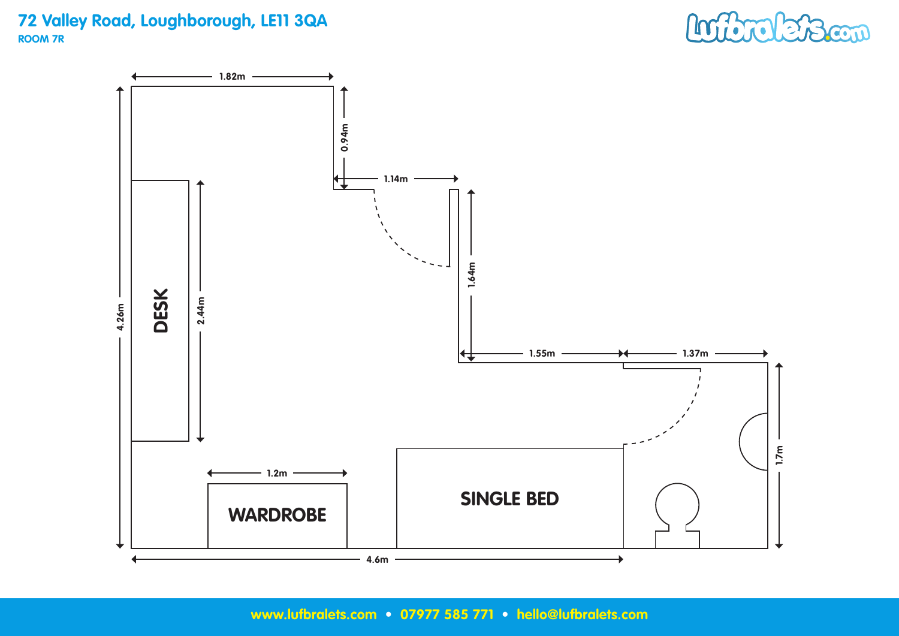# 72 Valley Road, Loughborough, LE11 3QA

**ROOM 7R**

1.82m

0.94m

1.14m

1.64m

4.26m

2.44m

DESK

1.55m

1.37m

1.7m

1.2m

WARDROBE

SINGLE BED

4.6m

www.lufbralets.com • 07977 585 771 • hello@lufbralets.com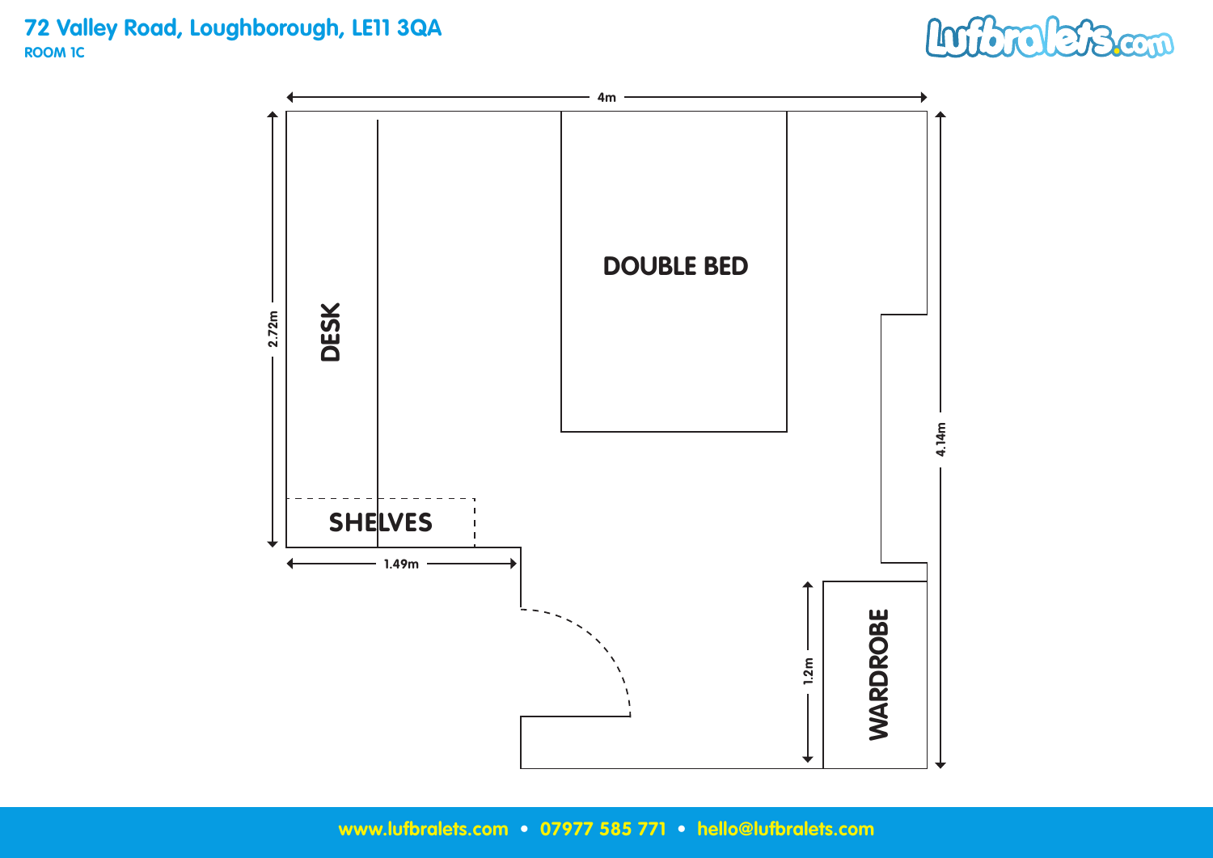# 72 Valley Road, Loughborough, LE11 3QA

**ROOM 1C**

Lufbralets.com

4m

2.72m

DESK

DOUBLE BED

SHELVES

1.49m

4.14m

1.2m

WARDROBE

www.lufbralets.com • 07977 585 771 • hello@lufbralets.com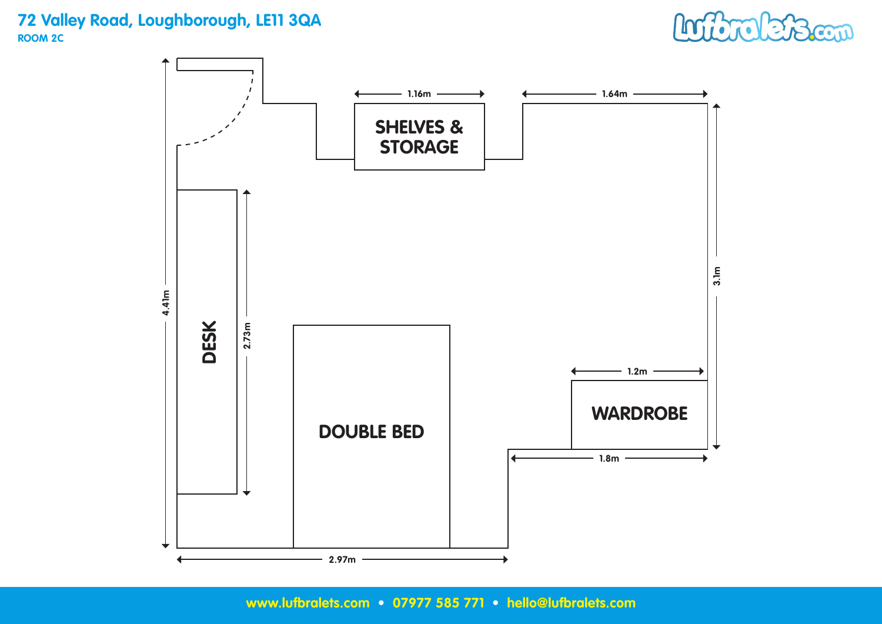# 72 Valley Road, Loughborough, LE11 3QA

**ROOM 2C**

Lufbralets.com

SHELVES & STORAGE

1.16m

1.64m

3.1m

4.41m

DESK

2.73m

DOUBLE BED

WARDROBE

1.2m

1.8m

2.97m

www.lufbralets.com • 07977 585 771 • hello@lufbralets.com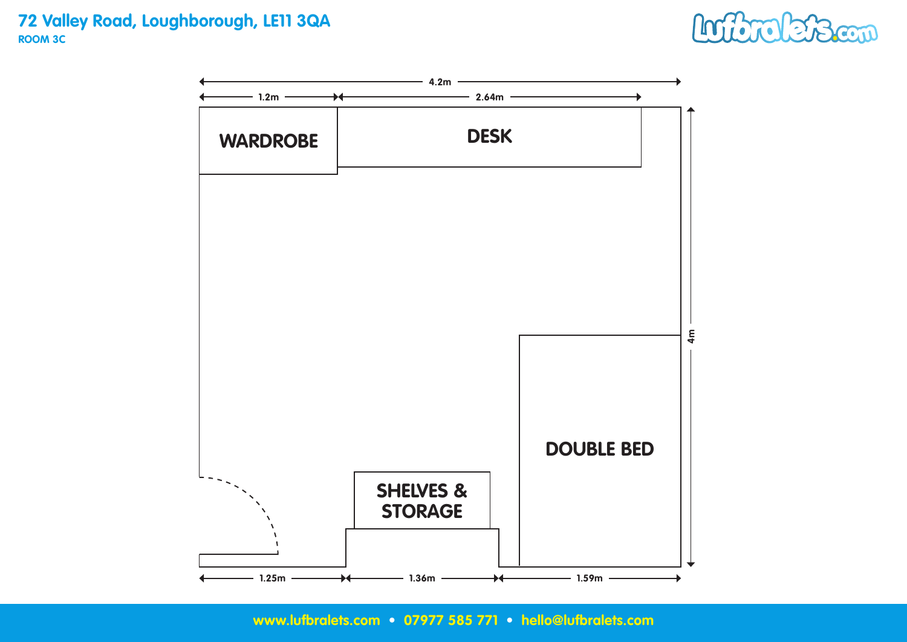# 72 Valley Road, Loughborough, LE11 3QA

**ROOM 3C**

Lufbralets.com

4.2m

1.2m

2.64m

WARDROBE

DESK

4m

DOUBLE BED

SHELVES & STORAGE

1.25m

1.36m

1.59m

www.lufbralets.com • 07977 585 771 • hello@lufbralets.com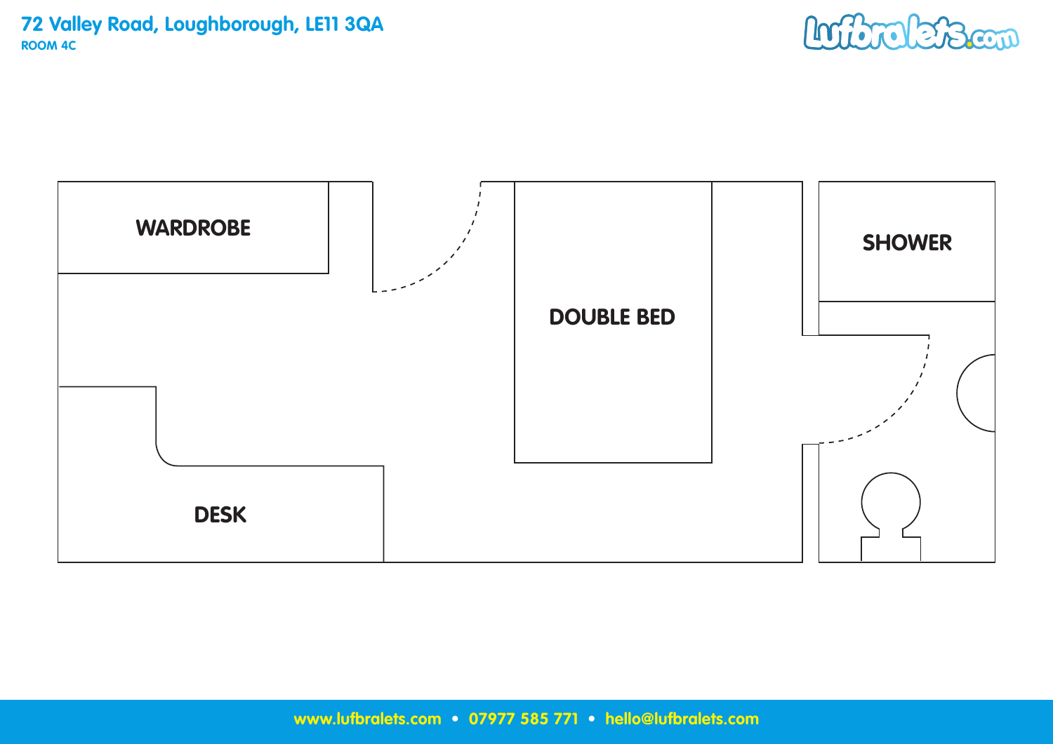# 72 Valley Road, Loughborough, LE11 3QA

**ROOM 4C**

WARDROBE

SHOWER

DOUBLE BED

DESK

www.lufbralets.com • 07977 585 771 • hello@lufbralets.com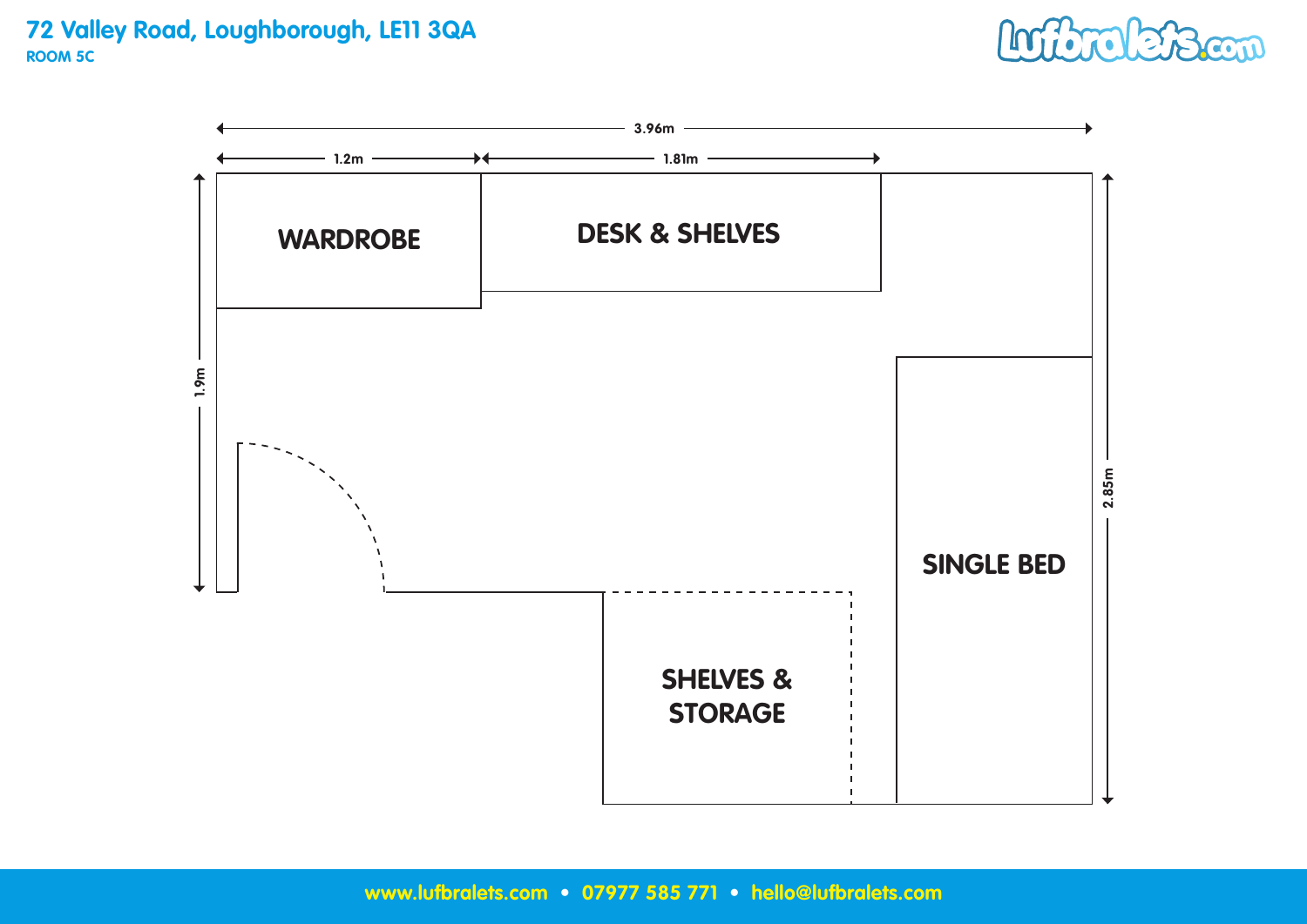# 72 Valley Road, Loughborough, LE11 3QA

**ROOM 5C**

Lufbralets.com

3.96m

1.2m

1.81m

1.9m

2.85m

WARDROBE

DESK & SHELVES

SINGLE BED

SHELVES & STORAGE

www.lufbralets.com • 07977 585 771 • hello@lufbralets.com